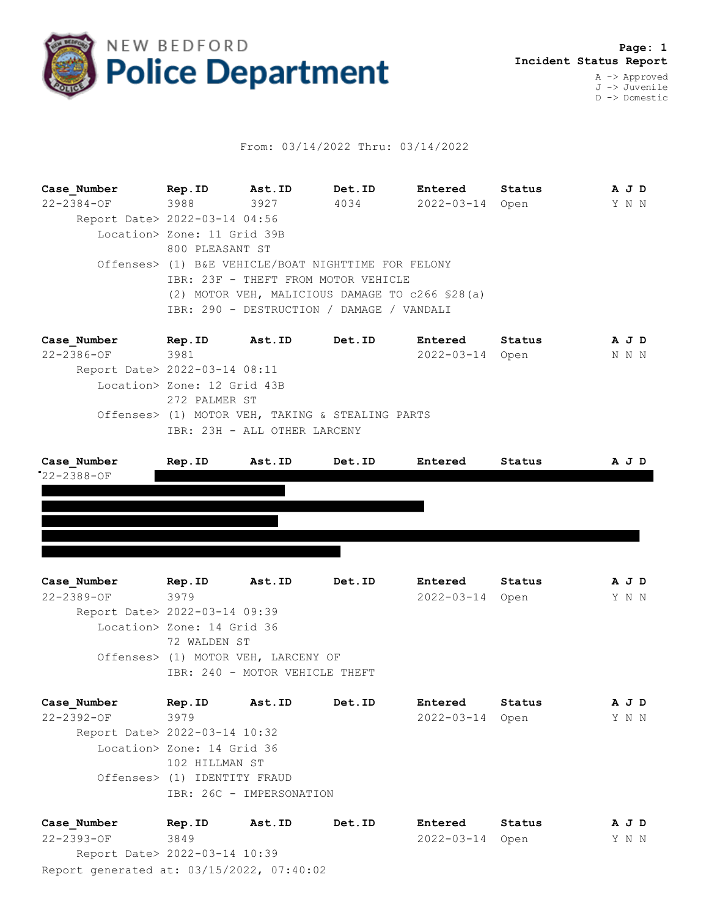# NEW BEDFORD Police Department

**Incident Status Report**

A -> Approved
J -> Juvenile
D -> Domestic

From: 03/14/2022 Thru: 03/14/2022

| Case_Number | Rep.ID | Ast.ID | Det.ID | Entered | Status | A J D |
|---|---|---|---|---|---|---|
| 22-2384-OF | 3988 | 3927 | 4034 | 2022-03-14 | Open | Y N N |

Report Date> 2022-03-14 04:56
Location> Zone: 11 Grid 39B
800 PLEASANT ST
Offenses> (1) B&E VEHICLE/BOAT NIGHTTIME FOR FELONY
IBR: 23F - THEFT FROM MOTOR VEHICLE
(2) MOTOR VEH, MALICIOUS DAMAGE TO c266 §28(a)
IBR: 290 - DESTRUCTION / DAMAGE / VANDALI

| Case_Number | Rep.ID | Ast.ID | Det.ID | Entered | Status | A J D |
|---|---|---|---|---|---|---|
| 22-2386-OF | 3981 | | | 2022-03-14 | Open | N N N |

Report Date> 2022-03-14 08:11
Location> Zone: 12 Grid 43B
272 PALMER ST
Offenses> (1) MOTOR VEH, TAKING & STEALING PARTS
IBR: 23H - ALL OTHER LARCENY

| Case_Number | Rep.ID | Ast.ID | Det.ID | Entered | Status | A J D |
|---|---|---|---|---|---|---|
| 22-2388-OF | [REDACTED] | | | | | |

[REDACTED]

| Case_Number | Rep.ID | Ast.ID | Det.ID | Entered | Status | A J D |
|---|---|---|---|---|---|---|
| 22-2389-OF | 3979 | | | 2022-03-14 | Open | Y N N |

Report Date> 2022-03-14 09:39
Location> Zone: 14 Grid 36
72 WALDEN ST
Offenses> (1) MOTOR VEH, LARCENY OF
IBR: 240 - MOTOR VEHICLE THEFT

| Case_Number | Rep.ID | Ast.ID | Det.ID | Entered | Status | A J D |
|---|---|---|---|---|---|---|
| 22-2392-OF | 3979 | | | 2022-03-14 | Open | Y N N |

Report Date> 2022-03-14 10:32
Location> Zone: 14 Grid 36
102 HILLMAN ST
Offenses> (1) IDENTITY FRAUD
IBR: 26C - IMPERSONATION

| Case_Number | Rep.ID | Ast.ID | Det.ID | Entered | Status | A J D |
|---|---|---|---|---|---|---|
| 22-2393-OF | 3849 | | | 2022-03-14 | Open | Y N N |

Report Date> 2022-03-14 10:39

Report generated at: 03/15/2022, 07:40:02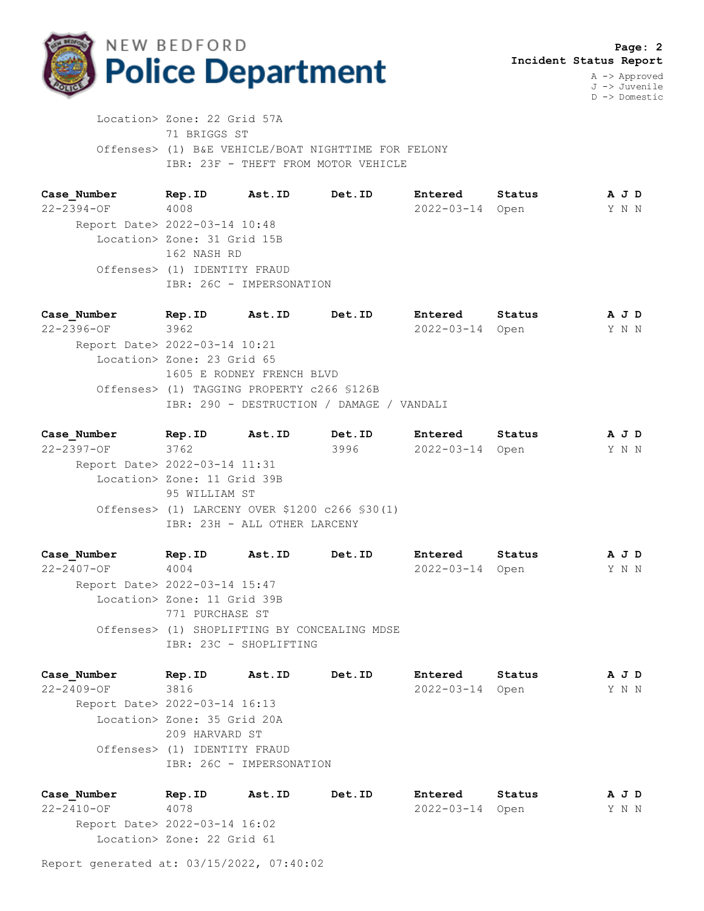Location> Zone: 22 Grid 57A
71 BRIGGS ST
Offenses> (1) B&E VEHICLE/BOAT NIGHTTIME FOR FELONY
IBR: 23F - THEFT FROM MOTOR VEHICLE

| Case_Number | Rep.ID | Ast.ID | Det.ID | Entered | Status | A J D |
|---|---|---|---|---|---|---|
| 22-2394-OF | 4008 | | | 2022-03-14 | Open | Y N N |

Report Date> 2022-03-14 10:48
Location> Zone: 31 Grid 15B
162 NASH RD
Offenses> (1) IDENTITY FRAUD
IBR: 26C - IMPERSONATION

| Case_Number | Rep.ID | Ast.ID | Det.ID | Entered | Status | A J D |
|---|---|---|---|---|---|---|
| 22-2396-OF | 3962 | | | 2022-03-14 | Open | Y N N |

Report Date> 2022-03-14 10:21
Location> Zone: 23 Grid 65
1605 E RODNEY FRENCH BLVD
Offenses> (1) TAGGING PROPERTY c266 §126B
IBR: 290 - DESTRUCTION / DAMAGE / VANDALI

| Case_Number | Rep.ID | Ast.ID | Det.ID | Entered | Status | A J D |
|---|---|---|---|---|---|---|
| 22-2397-OF | 3762 | | 3996 | 2022-03-14 | Open | Y N N |

Report Date> 2022-03-14 11:31
Location> Zone: 11 Grid 39B
95 WILLIAM ST
Offenses> (1) LARCENY OVER $1200 c266 §30(1)
IBR: 23H - ALL OTHER LARCENY

| Case_Number | Rep.ID | Ast.ID | Det.ID | Entered | Status | A J D |
|---|---|---|---|---|---|---|
| 22-2407-OF | 4004 | | | 2022-03-14 | Open | Y N N |

Report Date> 2022-03-14 15:47
Location> Zone: 11 Grid 39B
771 PURCHASE ST
Offenses> (1) SHOPLIFTING BY CONCEALING MDSE
IBR: 23C - SHOPLIFTING

| Case_Number | Rep.ID | Ast.ID | Det.ID | Entered | Status | A J D |
|---|---|---|---|---|---|---|
| 22-2409-OF | 3816 | | | 2022-03-14 | Open | Y N N |

Report Date> 2022-03-14 16:13
Location> Zone: 35 Grid 20A
209 HARVARD ST
Offenses> (1) IDENTITY FRAUD
IBR: 26C - IMPERSONATION

| Case_Number | Rep.ID | Ast.ID | Det.ID | Entered | Status | A J D |
|---|---|---|---|---|---|---|
| 22-2410-OF | 4078 | | | 2022-03-14 | Open | Y N N |

Report Date> 2022-03-14 16:02
Location> Zone: 22 Grid 61

Report generated at: 03/15/2022, 07:40:02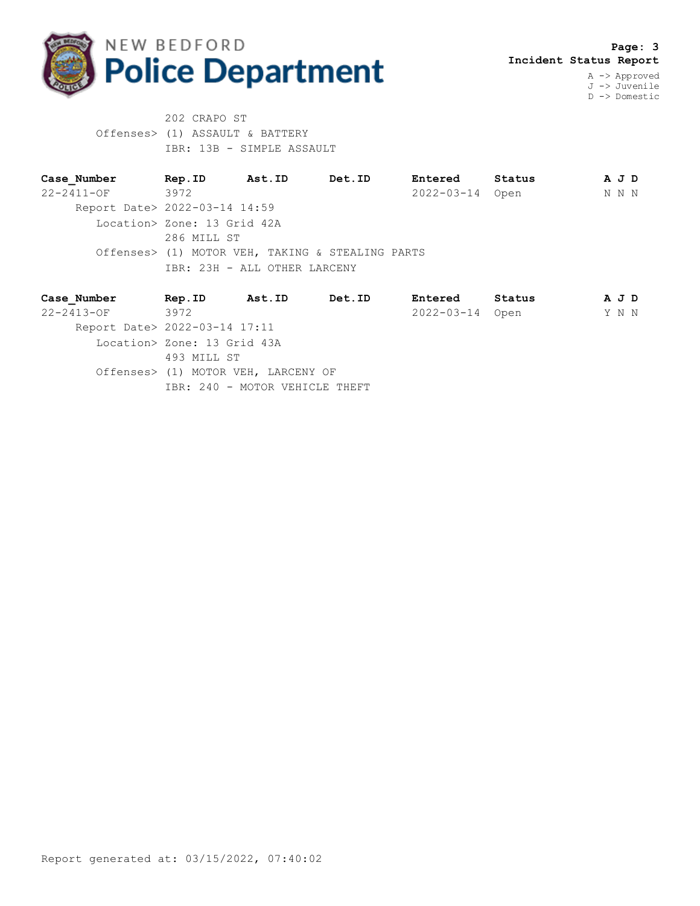NEW BEDFORD **Police Department**

**Incident Status Report**

A -> Approved
J -> Juvenile
D -> Domestic

202 CRAPO ST
Offenses> (1) ASSAULT & BATTERY
IBR: 13B - SIMPLE ASSAULT

| Case_Number | Rep.ID | Ast.ID | Det.ID | Entered | Status | A J D |
|---|---|---|---|---|---|---|
| 22-2411-OF | 3972 | | | 2022-03-14 | Open | N N N |

Report Date> 2022-03-14 14:59
Location> Zone: 13 Grid 42A
286 MILL ST
Offenses> (1) MOTOR VEH, TAKING & STEALING PARTS
IBR: 23H - ALL OTHER LARCENY

| Case_Number | Rep.ID | Ast.ID | Det.ID | Entered | Status | A J D |
|---|---|---|---|---|---|---|
| 22-2413-OF | 3972 | | | 2022-03-14 | Open | Y N N |

Report Date> 2022-03-14 17:11
Location> Zone: 13 Grid 43A
493 MILL ST
Offenses> (1) MOTOR VEH, LARCENY OF
IBR: 240 - MOTOR VEHICLE THEFT

Report generated at: 03/15/2022, 07:40:02